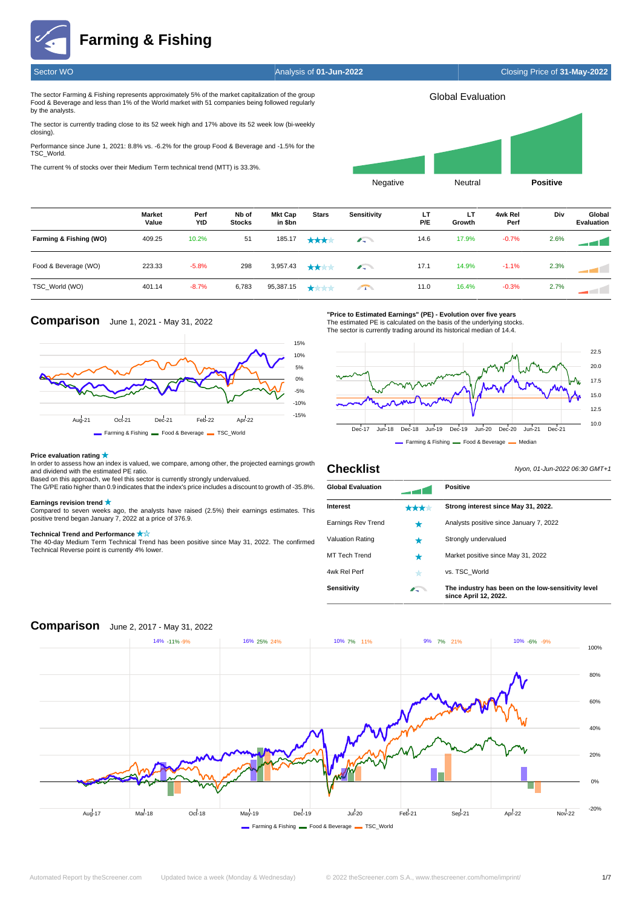# Farming & Fishing

Sector WO | Analysis of **01-Jun-2022** | Closing Price of **31-May-2022**

The sector Farming & Fishing represents approximately 5% of the market capitalization of the group Food & Beverage and less than 1% of the World market with 51 companies being followed regularly by the analysts.

The sector is currently trading close to its 52 week high and 17% above its 52 week low (bi-weekly closing).

Performance since June 1, 2021: 8.8% vs. -6.2% for the group Food & Beverage and -1.5% for the TSC_World.

The current % of stocks over their Medium Term technical trend (MTT) is 33.3%.

Global Evaluation: Negative | Neutral | **Positive**

| | Market Value | Perf YtD | Nb of Stocks | Mkt Cap in $bn | Stars | Sensitivity | LT P/E | LT Growth | 4wk Rel Perf | Div | Global Evaluation |
|---|---|---|---|---|---|---|---|---|---|---|---|
| **Farming & Fishing (WO)** | 409.25 | 10.2% | 51 | 185.17 | ★★★☆ | | 14.6 | 17.9% | -0.7% | 2.6% | |
| Food & Beverage (WO) | 223.33 | -5.8% | 298 | 3,957.43 | ★★☆☆ | | 17.1 | 14.9% | -1.1% | 2.3% | |
| TSC_World (WO) | 401.14 | -8.7% | 6,783 | 95,387.15 | ★☆☆☆ | | 11.0 | 16.4% | -0.3% | 2.7% | |

## Comparison June 1, 2021 - May 31, 2022

Farming & Fishing — Food & Beverage — TSC_World

**"Price to Estimated Earnings" (PE) - Evolution over five years**
The estimated PE is calculated on the basis of the underlying stocks.
The sector is currently trading around its historical median of 14.4.

Farming & Fishing — Food & Beverage — Median

**Price evaluation rating** ★
In order to assess how an index is valued, we compare, among other, the projected earnings growth and dividend with the estimated PE ratio.
Based on this approach, we feel this sector is currently strongly undervalued.
The G/PE ratio higher than 0.9 indicates that the index's price includes a discount to growth of -35.8%.

**Earnings revision trend** ★
Compared to seven weeks ago, the analysts have raised (2.5%) their earnings estimates. This positive trend began January 7, 2022 at a price of 376.9.

**Technical Trend and Performance** ★☆
The 40-day Medium Term Technical Trend has been positive since May 31, 2022. The confirmed Technical Reverse point is currently 4% lower.

## Checklist

*Nyon, 01-Jun-2022 06:30 GMT+1*

| **Global Evaluation** | | **Positive** |
|---|---|---|
| **Interest** | ★★★☆ | **Strong interest since May 31, 2022.** |
| Earnings Rev Trend | ★ | Analysts positive since January 7, 2022 |
| Valuation Rating | ★ | Strongly undervalued |
| MT Tech Trend | ★ | Market positive since May 31, 2022 |
| 4wk Rel Perf | ☆ | vs. TSC_World |
| **Sensitivity** | | **The industry has been on the low-sensitivity level since April 12, 2022.** |

## Comparison June 2, 2017 - May 31, 2022

14% -11% -9% | 16% 25% 24% | 10% 7% 11% | 9% 7% 21% | 10% -6% -9%

Farming & Fishing — Food & Beverage — TSC_World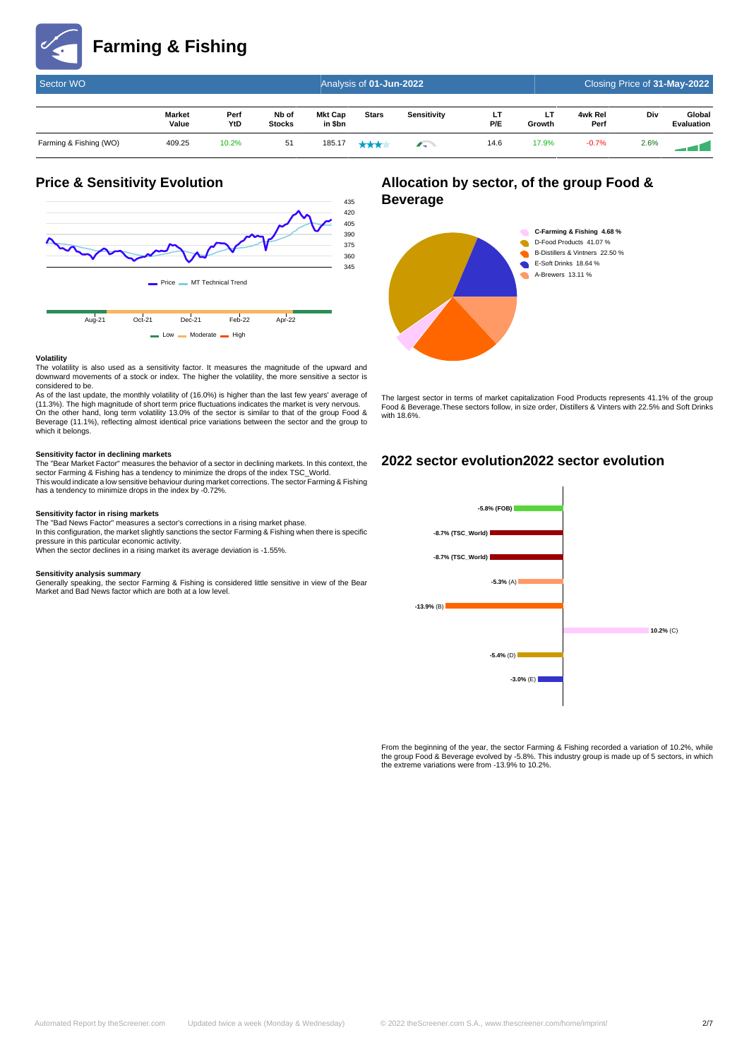# Farming & Fishing

| Sector WO | | | | Analysis of **01-Jun-2022** | | | | Closing Price of **31-May-2022** | | |
|---|---|---|---|---|---|---|---|---|---|---|
| | **Market Value** | **Perf YtD** | **Nb of Stocks** | **Mkt Cap in $bn** | **Stars** | **Sensitivity** | **LT P/E** | **LT Growth** | **4wk Rel Perf** | **Div** | **Global Evaluation** |
| Farming & Fishing (WO) | 409.25 | 10.2% | 51 | 185.17 | ★★★ | | 14.6 | 17.9% | -0.7% | 2.6% | |

## Price & Sensitivity Evolution

Price — MT Technical Trend

Aug-21 Oct-21 Dec-21 Feb-22 Apr-22

Low — Moderate — High

#### Volatility

The volatility is also used as a sensitivity factor. It measures the magnitude of the upward and downward movements of a stock or index. The higher the volatility, the more sensitive a sector is considered to be.

As of the last update, the monthly volatility of (16.0%) is higher than the last few years' average of (11.3%). The high magnitude of short term price fluctuations indicates the market is very nervous.
On the other hand, long term volatility 13.0% of the sector is similar to that of the group Food & Beverage (11.1%), reflecting almost identical price variations between the sector and the group to which it belongs.

#### Sensitivity factor in declining markets

The "Bear Market Factor" measures the behavior of a sector in declining markets. In this context, the sector Farming & Fishing has a tendency to minimize the drops of the index TSC_World.
This would indicate a low sensitive behaviour during market corrections. The sector Farming & Fishing has a tendency to minimize drops in the index by -0.72%.

#### Sensitivity factor in rising markets

The "Bad News Factor" measures a sector's corrections in a rising market phase.
In this configuration, the market slightly sanctions the sector Farming & Fishing when there is specific pressure in this particular economic activity.
When the sector declines in a rising market its average deviation is -1.55%.

#### Sensitivity analysis summary

Generally speaking, the sector Farming & Fishing is considered little sensitive in view of the Bear Market and Bad News factor which are both at a low level.

## Allocation by sector, of the group Food & Beverage

- **C-Farming & Fishing 4.68 %**
- D-Food Products 41.07 %
- B-Distillers & Vintners 22.50 %
- E-Soft Drinks 18.64 %
- A-Brewers 13.11 %

The largest sector in terms of market capitalization Food Products represents 41.1% of the group Food & Beverage.These sectors follow, in size order, Distillers & Vinters with 22.5% and Soft Drinks with 18.6%.

## 2022 sector evolution2022 sector evolution

- **-5.8% (FOB)**
- **-8.7% (TSC_World)**
- **-8.7% (TSC_World)**
- **-5.3%** (A)
- **-13.9%** (B)
- **10.2%** (C)
- **-5.4%** (D)
- **-3.0%** (E)

From the beginning of the year, the sector Farming & Fishing recorded a variation of 10.2%, while the group Food & Beverage evolved by -5.8%. This industry group is made up of 5 sectors, in which the extreme variations were from -13.9% to 10.2%.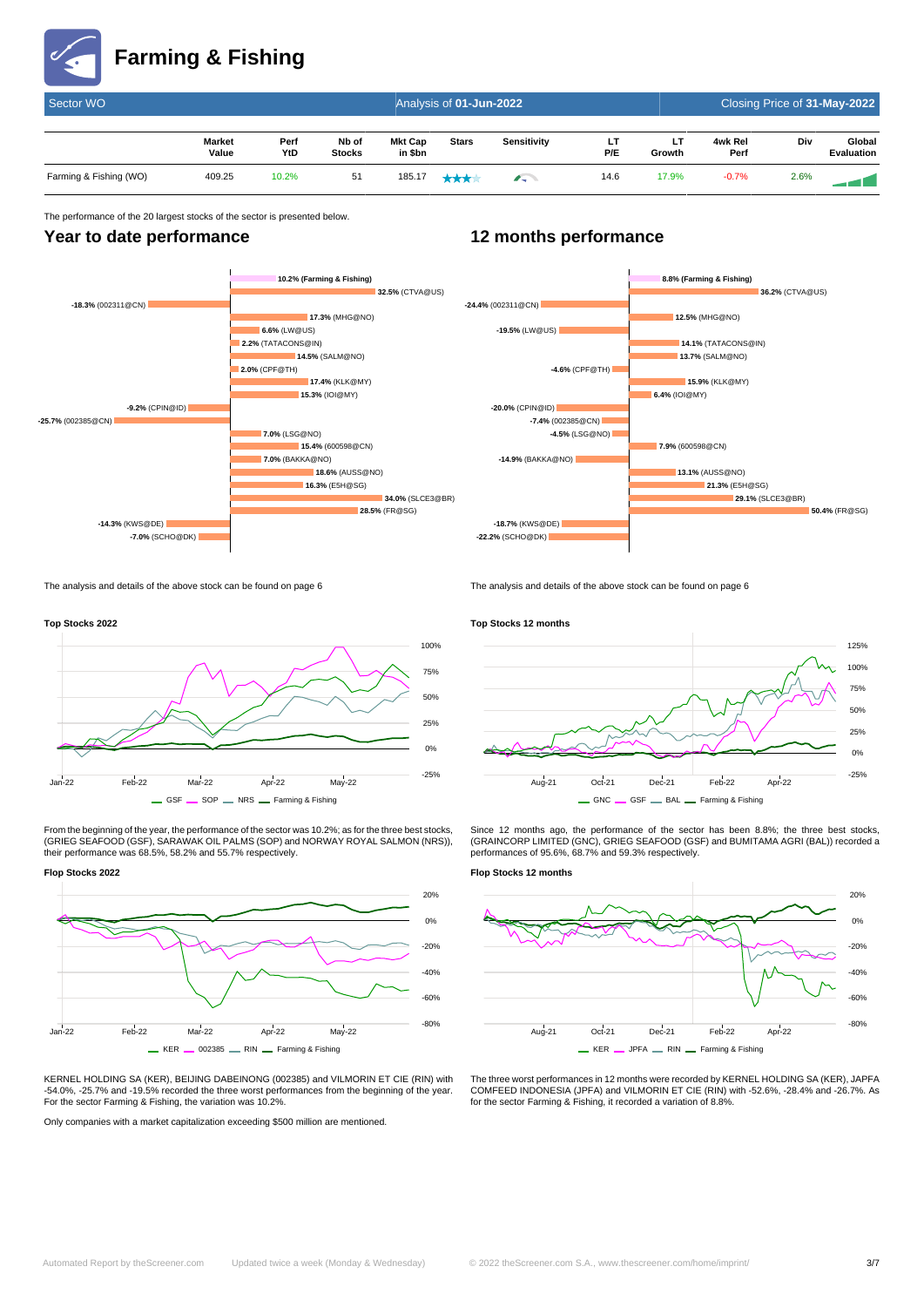# Farming & Fishing

| Sector WO | | | | Analysis of **01-Jun-2022** | | | | | Closing Price of **31-May-2022** | |
|---|---|---|---|---|---|---|---|---|---|---|
| | **Market Value** | **Perf YtD** | **Nb of Stocks** | **Mkt Cap in $bn** | **Stars** | **Sensitivity** | **LT P/E** | **LT Growth** | **4wk Rel Perf** | **Div** | **Global Evaluation** |
| Farming & Fishing (WO) | 409.25 | 10.2% | 51 | 185.17 | | | 14.6 | 17.9% | -0.7% | 2.6% | |

The performance of the 20 largest stocks of the sector is presented below.

## Year to date performance

- **10.2%** (Farming & Fishing)
- **32.5%** (CTVA@US)
- **-18.3%** (002311@CN)
- **17.3%** (MHG@NO)
- **6.6%** (LW@US)
- **2.2%** (TATACONS@IN)
- **14.5%** (SALM@NO)
- **2.0%** (CPF@TH)
- **17.4%** (KLK@MY)
- **15.3%** (IOI@MY)
- **-9.2%** (CPIN@ID)
- **-25.7%** (002385@CN)
- **7.0%** (LSG@NO)
- **15.4%** (600598@CN)
- **7.0%** (BAKKA@NO)
- **18.6%** (AUSS@NO)
- **16.3%** (E5H@SG)
- **34.0%** (SLCE3@BR)
- **28.5%** (FR@SG)
- **-14.3%** (KWS@DE)
- **-7.0%** (SCHO@DK)

The analysis and details of the above stock can be found on page 6

## 12 months performance

- **8.8%** (Farming & Fishing)
- **36.2%** (CTVA@US)
- **-24.4%** (002311@CN)
- **12.5%** (MHG@NO)
- **-19.5%** (LW@US)
- **14.1%** (TATACONS@IN)
- **13.7%** (SALM@NO)
- **-4.6%** (CPF@TH)
- **15.9%** (KLK@MY)
- **6.4%** (IOI@MY)
- **-20.0%** (CPIN@ID)
- **-7.4%** (002385@CN)
- **-4.5%** (LSG@NO)
- **7.9%** (600598@CN)
- **-14.9%** (BAKKA@NO)
- **13.1%** (AUSS@NO)
- **21.3%** (E5H@SG)
- **29.1%** (SLCE3@BR)
- **50.4%** (FR@SG)
- **-18.7%** (KWS@DE)
- **-22.2%** (SCHO@DK)

The analysis and details of the above stock can be found on page 6

**Top Stocks 2022**

From the beginning of the year, the performance of the sector was 10.2%; as for the three best stocks, (GRIEG SEAFOOD (GSF), SARAWAK OIL PALMS (SOP) and NORWAY ROYAL SALMON (NRS)), their performance was 68.5%, 58.2% and 55.7% respectively.

**Top Stocks 12 months**

Since 12 months ago, the performance of the sector has been 8.8%; the three best stocks, (GRAINCORP LIMITED (GNC), GRIEG SEAFOOD (GSF) and BUMITAMA AGRI (BAL)) recorded a performances of 95.6%, 68.7% and 59.3% respectively.

**Flop Stocks 2022**

KERNEL HOLDING SA (KER), BEIJING DABEINONG (002385) and VILMORIN ET CIE (RIN) with -54.0%, -25.7% and -19.5% recorded the three worst performances from the beginning of the year. For the sector Farming & Fishing, the variation was 10.2%.

Only companies with a market capitalization exceeding $500 million are mentioned.

**Flop Stocks 12 months**

The three worst performances in 12 months were recorded by KERNEL HOLDING SA (KER), JAPFA COMFEED INDONESIA (JPFA) and VILMORIN ET CIE (RIN) with -52.6%, -28.4% and -26.7%. As for the sector Farming & Fishing, it recorded a variation of 8.8%.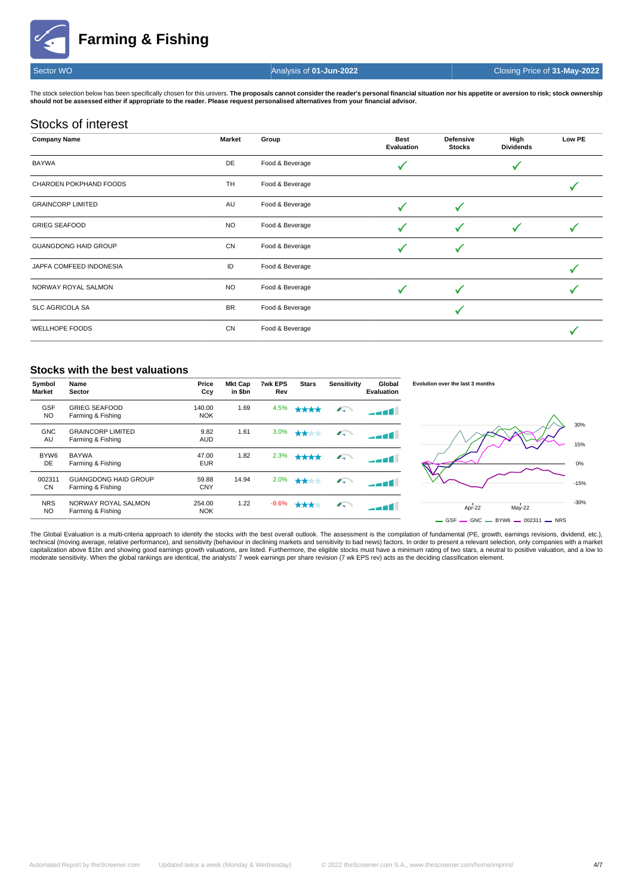# Farming & Fishing

Sector WO | Analysis of **01-Jun-2022** | Closing Price of **31-May-2022**

The stock selection below has been specifically chosen for this univers. **The proposals cannot consider the reader's personal financial situation nor his appetite or aversion to risk; stock ownership should not be assessed either if appropriate to the reader. Please request personalised alternatives from your financial advisor.**

## Stocks of interest

| Company Name | Market | Group | Best Evaluation | Defensive Stocks | High Dividends | Low PE |
|---|---|---|---|---|---|---|
| BAYWA | DE | Food & Beverage | ✓ | | ✓ | |
| CHAROEN POKPHAND FOODS | TH | Food & Beverage | | | | ✓ |
| GRAINCORP LIMITED | AU | Food & Beverage | ✓ | ✓ | | |
| GRIEG SEAFOOD | NO | Food & Beverage | ✓ | ✓ | ✓ | ✓ |
| GUANGDONG HAID GROUP | CN | Food & Beverage | ✓ | ✓ | | |
| JAPFA COMFEED INDONESIA | ID | Food & Beverage | | | | ✓ |
| NORWAY ROYAL SALMON | NO | Food & Beverage | ✓ | ✓ | | ✓ |
| SLC AGRICOLA SA | BR | Food & Beverage | | ✓ | | |
| WELLHOPE FOODS | CN | Food & Beverage | | | | ✓ |

## Stocks with the best valuations

| Symbol Market | Name Sector | Price Ccy | Mkt Cap in $bn | 7wk EPS Rev | Stars | Sensitivity | Global Evaluation |
|---|---|---|---|---|---|---|---|
| GSF NO | GRIEG SEAFOOD Farming & Fishing | 140.00 NOK | 1.69 | 4.5% | ★★★★ | | |
| GNC AU | GRAINCORP LIMITED Farming & Fishing | 9.82 AUD | 1.61 | 3.0% | ★★ | | |
| BYW6 DE | BAYWA Farming & Fishing | 47.00 EUR | 1.82 | 2.3% | ★★★★ | | |
| 002311 CN | GUANGDONG HAID GROUP Farming & Fishing | 59.88 CNY | 14.94 | 2.0% | ★★ | | |
| NRS NO | NORWAY ROYAL SALMON Farming & Fishing | 254.00 NOK | 1.22 | -9.6% | ★★★ | | |

Evolution over the last 3 months

The Global Evaluation is a multi-criteria approach to identify the stocks with the best overall outlook. The assessment is the compilation of fundamental (PE, growth, earnings revisions, dividend, etc.), technical (moving average, relative performance), and sensitivity (behaviour in declining markets and sensitivity to bad news) factors. In order to present a relevant selection, only companies with a market capitalization above $1bn and showing good earnings growth valuations, are listed. Furthermore, the eligible stocks must have a minimum rating of two stars, a neutral to positive valuation, and a low to moderate sensitivity. When the global rankings are identical, the analysts' 7 week earnings per share revision (7 wk EPS rev) acts as the deciding classification element.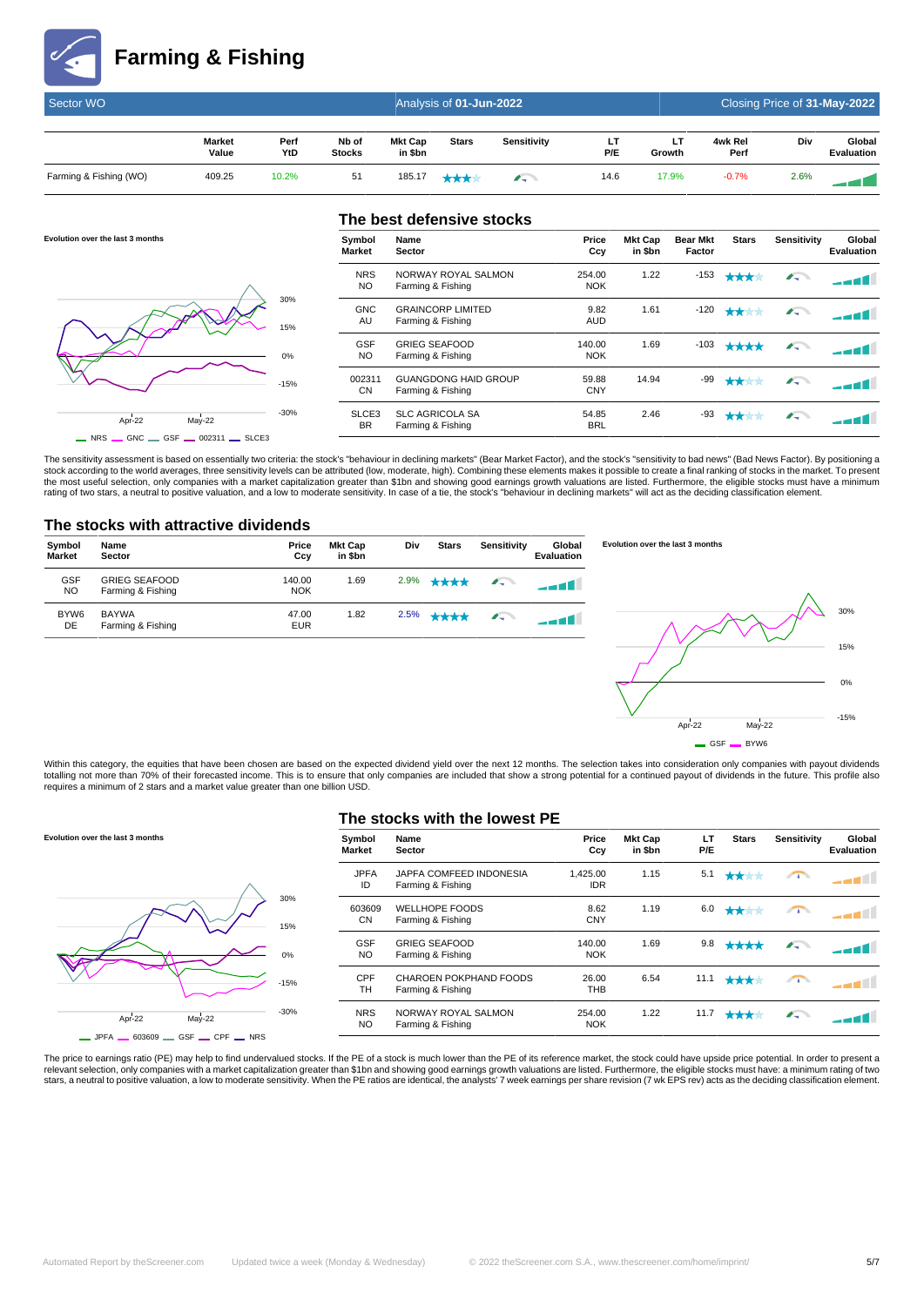# Farming & Fishing

| Sector WO | | | | Analysis of 01-Jun-2022 | | | | Closing Price of 31-May-2022 | | |
|---|---|---|---|---|---|---|---|---|---|---|
| | Market Value | Perf YtD | Nb of Stocks | Mkt Cap in $bn | Stars | Sensitivity | LT P/E | LT Growth | 4wk Rel Perf | Div |
| Farming & Fishing (WO) | 409.25 | 10.2% | 51 | 185.17 | | | 14.6 | 17.9% | -0.7% | 2.6% |

## The best defensive stocks

Evolution over the last 3 months

| Symbol Market | Name Sector | Price Ccy | Mkt Cap in $bn | Bear Mkt Factor | Stars | Sensitivity | Global Evaluation |
|---|---|---|---|---|---|---|---|
| NRS NO | NORWAY ROYAL SALMON Farming & Fishing | 254.00 NOK | 1.22 | -153 | | | |
| GNC AU | GRAINCORP LIMITED Farming & Fishing | 9.82 AUD | 1.61 | -120 | | | |
| GSF NO | GRIEG SEAFOOD Farming & Fishing | 140.00 NOK | 1.69 | -103 | | | |
| 002311 CN | GUANGDONG HAID GROUP Farming & Fishing | 59.88 CNY | 14.94 | -99 | | | |
| SLCE3 BR | SLC AGRICOLA SA Farming & Fishing | 54.85 BRL | 2.46 | -93 | | | |

The sensitivity assessment is based on essentially two criteria: the stock's "behaviour in declining markets" (Bear Market Factor), and the stock's "sensitivity to bad news" (Bad News Factor). By positioning a stock according to the world averages, three sensitivity levels can be attributed (low, moderate, high). Combining these elements makes it possible to create a final ranking of stocks in the market. To present the most useful selection, only companies with a market capitalization greater than $1bn and showing good earnings growth valuations are listed. Furthermore, the eligible stocks must have a minimum rating of two stars, a neutral to positive valuation, and a low to moderate sensitivity. In case of a tie, the stock's "behaviour in declining markets" will act as the deciding classification element.

## The stocks with attractive dividends

| Symbol Market | Name Sector | Price Ccy | Mkt Cap in $bn | Div | Stars | Sensitivity | Global Evaluation |
|---|---|---|---|---|---|---|---|
| GSF NO | GRIEG SEAFOOD Farming & Fishing | 140.00 NOK | 1.69 | 2.9% | | | |
| BYW6 DE | BAYWA Farming & Fishing | 47.00 EUR | 1.82 | 2.5% | | | |

Evolution over the last 3 months

Within this category, the equities that have been chosen are based on the expected dividend yield over the next 12 months. The selection takes into consideration only companies with payout dividends totalling not more than 70% of their forecasted income. This is to ensure that only companies are included that show a strong potential for a continued payout of dividends in the future. This profile also requires a minimum of 2 stars and a market value greater than one billion USD.

## The stocks with the lowest PE

Evolution over the last 3 months

| Symbol Market | Name Sector | Price Ccy | Mkt Cap in $bn | LT P/E | Stars | Sensitivity | Global Evaluation |
|---|---|---|---|---|---|---|---|
| JPFA ID | JAPFA COMFEED INDONESIA Farming & Fishing | 1,425.00 IDR | 1.15 | 5.1 | | | |
| 603609 CN | WELLHOPE FOODS Farming & Fishing | 8.62 CNY | 1.19 | 6.0 | | | |
| GSF NO | GRIEG SEAFOOD Farming & Fishing | 140.00 NOK | 1.69 | 9.8 | | | |
| CPF TH | CHAROEN POKPHAND FOODS Farming & Fishing | 26.00 THB | 6.54 | 11.1 | | | |
| NRS NO | NORWAY ROYAL SALMON Farming & Fishing | 254.00 NOK | 1.22 | 11.7 | | | |

The price to earnings ratio (PE) may help to find undervalued stocks. If the PE of a stock is much lower than the PE of its reference market, the stock could have upside price potential. In order to present a relevant selection, only companies with a market capitalization greater than $1bn and showing good earnings growth valuations are listed. Furthermore, the eligible stocks must have: a minimum rating of two stars, a neutral to positive valuation, a low to moderate sensitivity. When the PE ratios are identical, the analysts' 7 week earnings per share revision (7 wk EPS rev) acts as the deciding classification element.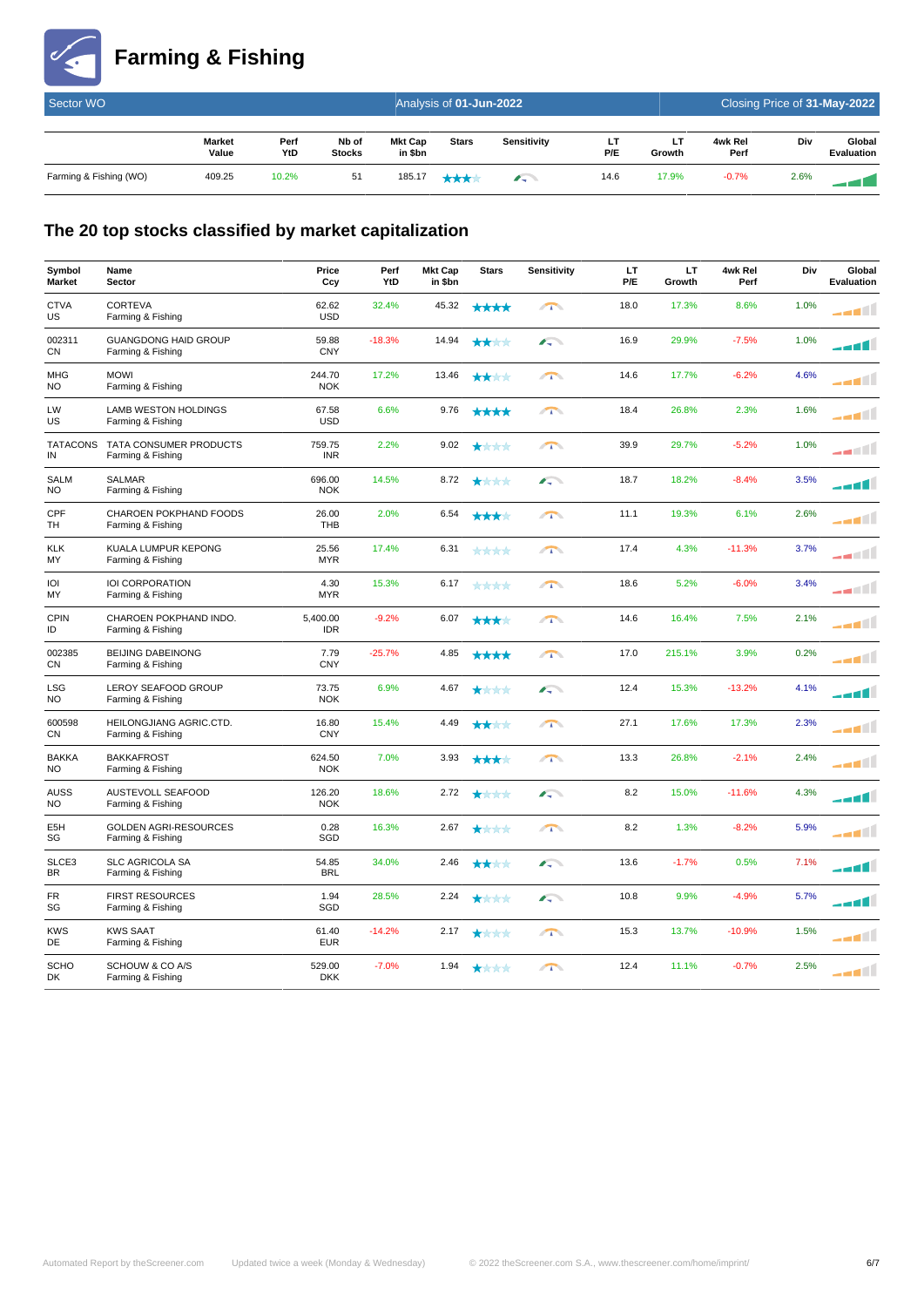# Farming & Fishing

| Sector WO | | | Analysis of **01-Jun-2022** | | | | | Closing Price of **31-May-2022** | | | |
|---|---|---|---|---|---|---|---|---|---|---|---|
| | **Market Value** | **Perf YtD** | **Nb of Stocks** | **Mkt Cap in $bn** | **Stars** | **Sensitivity** | **LT P/E** | **LT Growth** | **4wk Rel Perf** | **Div** | **Global Evaluation** |
| Farming & Fishing (WO) | 409.25 | 10.2% | 51 | 185.17 | | | 14.6 | 17.9% | -0.7% | 2.6% | |

## The 20 top stocks classified by market capitalization

| Symbol Market | Name Sector | Price Ccy | Perf YtD | Mkt Cap in $bn | Stars | Sensitivity | LT P/E | LT Growth | 4wk Rel Perf | Div | Global Evaluation |
|---|---|---|---|---|---|---|---|---|---|---|---|
| CTVA US | CORTEVA Farming & Fishing | 62.62 USD | 32.4% | 45.32 | | | 18.0 | 17.3% | 8.6% | 1.0% | |
| 002311 CN | GUANGDONG HAID GROUP Farming & Fishing | 59.88 CNY | -18.3% | 14.94 | | | 16.9 | 29.9% | -7.5% | 1.0% | |
| MHG NO | MOWI Farming & Fishing | 244.70 NOK | 17.2% | 13.46 | | | 14.6 | 17.7% | -6.2% | 4.6% | |
| LW US | LAMB WESTON HOLDINGS Farming & Fishing | 67.58 USD | 6.6% | 9.76 | | | 18.4 | 26.8% | 2.3% | 1.6% | |
| TATACONS IN | TATA CONSUMER PRODUCTS Farming & Fishing | 759.75 INR | 2.2% | 9.02 | | | 39.9 | 29.7% | -5.2% | 1.0% | |
| SALM NO | SALMAR Farming & Fishing | 696.00 NOK | 14.5% | 8.72 | | | 18.7 | 18.2% | -8.4% | 3.5% | |
| CPF TH | CHAROEN POKPHAND FOODS Farming & Fishing | 26.00 THB | 2.0% | 6.54 | | | 11.1 | 19.3% | 6.1% | 2.6% | |
| KLK MY | KUALA LUMPUR KEPONG Farming & Fishing | 25.56 MYR | 17.4% | 6.31 | | | 17.4 | 4.3% | -11.3% | 3.7% | |
| IOI MY | IOI CORPORATION Farming & Fishing | 4.30 MYR | 15.3% | 6.17 | | | 18.6 | 5.2% | -6.0% | 3.4% | |
| CPIN ID | CHAROEN POKPHAND INDO. Farming & Fishing | 5,400.00 IDR | -9.2% | 6.07 | | | 14.6 | 16.4% | 7.5% | 2.1% | |
| 002385 CN | BEIJING DABEINONG Farming & Fishing | 7.79 CNY | -25.7% | 4.85 | | | 17.0 | 215.1% | 3.9% | 0.2% | |
| LSG NO | LEROY SEAFOOD GROUP Farming & Fishing | 73.75 NOK | 6.9% | 4.67 | | | 12.4 | 15.3% | -13.2% | 4.1% | |
| 600598 CN | HEILONGJIANG AGRIC.CTD. Farming & Fishing | 16.80 CNY | 15.4% | 4.49 | | | 27.1 | 17.6% | 17.3% | 2.3% | |
| BAKKA NO | BAKKAFROST Farming & Fishing | 624.50 NOK | 7.0% | 3.93 | | | 13.3 | 26.8% | -2.1% | 2.4% | |
| AUSS NO | AUSTEVOLL SEAFOOD Farming & Fishing | 126.20 NOK | 18.6% | 2.72 | | | 8.2 | 15.0% | -11.6% | 4.3% | |
| E5H SG | GOLDEN AGRI-RESOURCES Farming & Fishing | 0.28 SGD | 16.3% | 2.67 | | | 8.2 | 1.3% | -8.2% | 5.9% | |
| SLCE3 BR | SLC AGRICOLA SA Farming & Fishing | 54.85 BRL | 34.0% | 2.46 | | | 13.6 | -1.7% | 0.5% | 7.1% | |
| FR SG | FIRST RESOURCES Farming & Fishing | 1.94 SGD | 28.5% | 2.24 | | | 10.8 | 9.9% | -4.9% | 5.7% | |
| KWS DE | KWS SAAT Farming & Fishing | 61.40 EUR | -14.2% | 2.17 | | | 15.3 | 13.7% | -10.9% | 1.5% | |
| SCHO DK | SCHOUW & CO A/S Farming & Fishing | 529.00 DKK | -7.0% | 1.94 | | | 12.4 | 11.1% | -0.7% | 2.5% | |

Automated Report by theScreener.com    Updated twice a week (Monday & Wednesday)    © 2022 theScreener.com S.A., www.thescreener.com/home/imprint/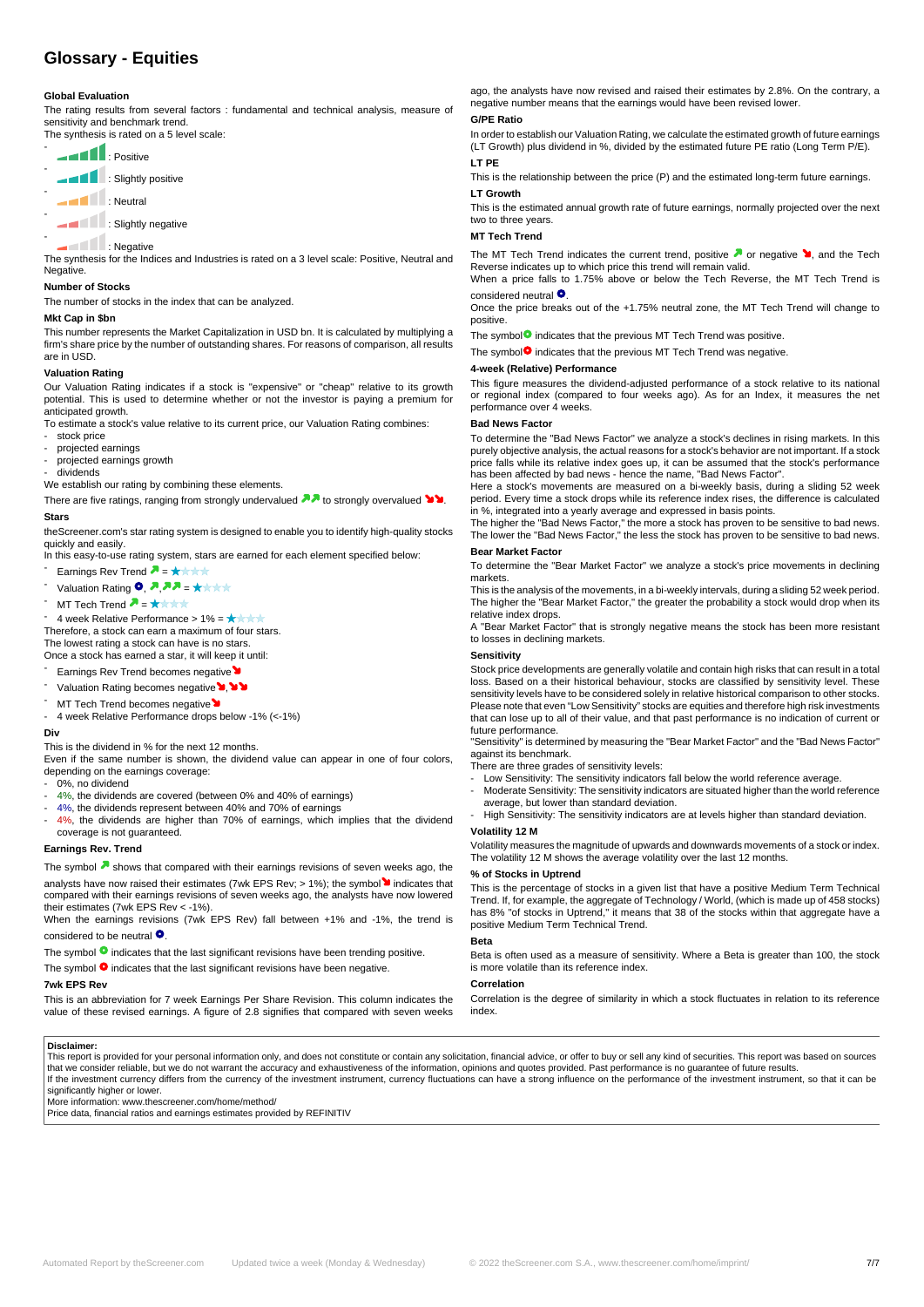# Glossary - Equities

**Global Evaluation**

The rating results from several factors : fundamental and technical analysis, measure of sensitivity and benchmark trend.

The synthesis is rated on a 5 level scale:

- : Positive
- : Slightly positive
- : Neutral
- : Slightly negative
- : Negative

The synthesis for the Indices and Industries is rated on a 3 level scale: Positive, Neutral and Negative.

**Number of Stocks**

The number of stocks in the index that can be analyzed.

**Mkt Cap in $bn**

This number represents the Market Capitalization in USD bn. It is calculated by multiplying a firm's share price by the number of outstanding shares. For reasons of comparison, all results are in USD.

**Valuation Rating**

Our Valuation Rating indicates if a stock is "expensive" or "cheap" relative to its growth potential. This is used to determine whether or not the investor is paying a premium for anticipated growth.

To estimate a stock's value relative to its current price, our Valuation Rating combines:

- stock price
- projected earnings
- projected earnings growth
- dividends

We establish our rating by combining these elements.

There are five ratings, ranging from strongly undervalued to strongly overvalued.

**Stars**

theScreener.com's star rating system is designed to enable you to identify high-quality stocks quickly and easily.

In this easy-to-use rating system, stars are earned for each element specified below:

- Earnings Rev Trend = ★
- Valuation Rating = ★
- MT Tech Trend = ★
- 4 week Relative Performance > 1% = ★

Therefore, a stock can earn a maximum of four stars.

The lowest rating a stock can have is no stars.

Once a stock has earned a star, it will keep it until:

- Earnings Rev Trend becomes negative
- Valuation Rating becomes negative
- MT Tech Trend becomes negative
- 4 week Relative Performance drops below -1% (<-1%)

**Div**

This is the dividend in % for the next 12 months.

Even if the same number is shown, the dividend value can appear in one of four colors, depending on the earnings coverage:

- 0%, no dividend
- 4%, the dividends are covered (between 0% and 40% of earnings)
- 4%, the dividends represent between 40% and 70% of earnings
- 4%, the dividends are higher than 70% of earnings, which implies that the dividend coverage is not guaranteed.

**Earnings Rev. Trend**

The symbol shows that compared with their earnings revisions of seven weeks ago, the analysts have now raised their estimates (7wk EPS Rev; > 1%); the symbol indicates that compared with their earnings revisions of seven weeks ago, the analysts have now lowered their estimates (7wk EPS Rev < -1%).

When the earnings revisions (7wk EPS Rev) fall between +1% and -1%, the trend is considered to be neutral.

The symbol indicates that the last significant revisions have been trending positive.

The symbol indicates that the last significant revisions have been negative.

**7wk EPS Rev**

This is an abbreviation for 7 week Earnings Per Share Revision. This column indicates the value of these revised earnings. A figure of 2.8 signifies that compared with seven weeks ago, the analysts have now revised and raised their estimates by 2.8%. On the contrary, a negative number means that the earnings would have been revised lower.

**G/PE Ratio**

In order to establish our Valuation Rating, we calculate the estimated growth of future earnings (LT Growth) plus dividend in %, divided by the estimated future PE ratio (Long Term P/E).

**LT PE**

This is the relationship between the price (P) and the estimated long-term future earnings.

**LT Growth**

This is the estimated annual growth rate of future earnings, normally projected over the next two to three years.

**MT Tech Trend**

The MT Tech Trend indicates the current trend, positive or negative, and the Tech Reverse indicates up to which price this trend will remain valid.

When a price falls to 1.75% above or below the Tech Reverse, the MT Tech Trend is considered neutral.

Once the price breaks out of the +1.75% neutral zone, the MT Tech Trend will change to positive.

The symbol indicates that the previous MT Tech Trend was positive.

The symbol indicates that the previous MT Tech Trend was negative.

**4-week (Relative) Performance**

This figure measures the dividend-adjusted performance of a stock relative to its national or regional index (compared to four weeks ago). As for an Index, it measures the net performance over 4 weeks.

**Bad News Factor**

To determine the "Bad News Factor" we analyze a stock's declines in rising markets. In this purely objective analysis, the actual reasons for a stock's behavior are not important. If a stock price falls while its relative index goes up, it can be assumed that the stock's performance has been affected by bad news - hence the name, "Bad News Factor".

Here a stock's movements are measured on a bi-weekly basis, during a sliding 52 week period. Every time a stock drops while its reference index rises, the difference is calculated in %, integrated into a yearly average and expressed in basis points.

The higher the "Bad News Factor," the more a stock has proven to be sensitive to bad news. The lower the "Bad News Factor," the less the stock has proven to be sensitive to bad news.

**Bear Market Factor**

To determine the "Bear Market Factor" we analyze a stock's price movements in declining markets.

This is the analysis of the movements, in a bi-weekly intervals, during a sliding 52 week period. The higher the "Bear Market Factor," the greater the probability a stock would drop when its relative index drops.

A "Bear Market Factor" that is strongly negative means the stock has been more resistant to losses in declining markets.

**Sensitivity**

Stock price developments are generally volatile and contain high risks that can result in a total loss. Based on a their historical behaviour, stocks are classified by sensitivity level. These sensitivity levels have to be considered solely in relative historical comparison to other stocks. Please note that even "Low Sensitivity" stocks are equities and therefore high risk investments that can lose up to all of their value, and that past performance is no indication of current or future performance.

"Sensitivity" is determined by measuring the "Bear Market Factor" and the "Bad News Factor" against its benchmark.

There are three grades of sensitivity levels:

- Low Sensitivity: The sensitivity indicators fall below the world reference average.
- Moderate Sensitivity: The sensitivity indicators are situated higher than the world reference average, but lower than standard deviation.
- High Sensitivity: The sensitivity indicators are at levels higher than standard deviation.

**Volatility 12 M**

Volatility measures the magnitude of upwards and downwards movements of a stock or index. The volatility 12 M shows the average volatility over the last 12 months.

**% of Stocks in Uptrend**

This is the percentage of stocks in a given list that have a positive Medium Term Technical Trend. If, for example, the aggregate of Technology / World, (which is made up of 458 stocks) has 8% "of stocks in Uptrend," it means that 38 of the stocks within that aggregate have a positive Medium Term Technical Trend.

**Beta**

Beta is often used as a measure of sensitivity. Where a Beta is greater than 100, the stock is more volatile than its reference index.

**Correlation**

Correlation is the degree of similarity in which a stock fluctuates in relation to its reference index.

**Disclaimer:**

This report is provided for your personal information only, and does not constitute or contain any solicitation, financial advice, or offer to buy or sell any kind of securities. This report was based on sources that we consider reliable, but we do not warrant the accuracy and exhaustiveness of the information, opinions and quotes provided. Past performance is no guarantee of future results.

If the investment currency differs from the currency of the investment instrument, currency fluctuations can have a strong influence on the performance of the investment instrument, so that it can be significantly higher or lower.

More information: www.thescreener.com/home/method/

Price data, financial ratios and earnings estimates provided by REFINITIV